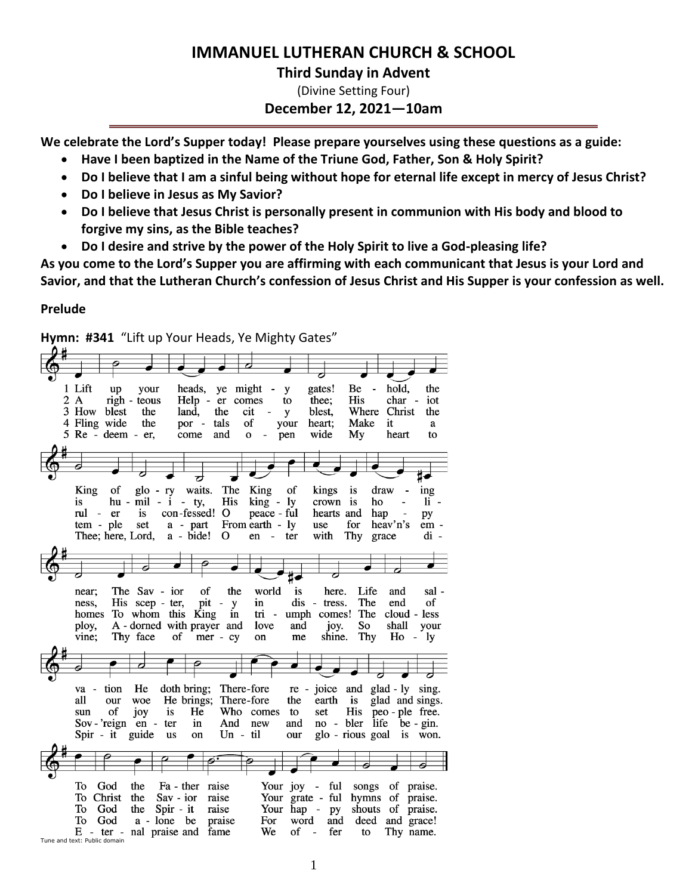# IMMANUEL LUTHERAN CHURCH & SCHOOL

## Third Sunday in Advent

(Divine Setting Four)

### December 12, 2021—10am

**We celebrate the Lord's Supper today! Please prepare yourselves using these questions as a guide:**

- **Have I been baptized in the Name of the Triune God, Father, Son & Holy Spirit?**
- **Do I believe that I am a sinful being without hope for eternal life except in mercy of Jesus Christ?**
- **Do I believe in Jesus as My Savior?**
- **Do I believe that Jesus Christ is personally present in communion with His body and blood to forgive my sins, as the Bible teaches?**
- **Do I desire and strive by the power of the Holy Spirit to live a God-pleasing life?**

**As you come to the Lord's Supper you are affirming with each communicant that Jesus is your Lord and Savior, and that the Lutheran Church's confession of Jesus Christ and His Supper is your confession as well.**

**Prelude**

**Hymn: #341** "Lift up Your Heads, Ye Mighty Gates"

1 Lift up your heads, ye mighty gates! Behold, the King of glory waits. The King of kings is drawing near; The Savior of the world is here. Life and salvation He doth bring; Therefore rejoice and gladly sing. To God the Father raise Your joyful songs of praise.

2 A righteous Helper comes to thee; His chariot is humility, His kingly crown is holiness, His scepter, pity in distress. The end of all our woe He brings; Therefore the earth is glad and sings. To Christ the Savior raise Your grateful hymns of praise.

3 How blest the land, the city blest, Where Christ the ruler is confessed! O peaceful hearts and happy homes To whom this King in triumph comes! The cloudless sun of joy is He Who comes to set His people free. To God the Spirit raise Your happy shouts of praise.

4 Fling wide the portals of your heart; Make it a temple set apart From earthly use for heav'n's employ, Adorned with prayer and love and joy. So shall your Sov'reign enter in And new and nobler life begin. To God alone be praise For word and deed and grace!

5 Redeemer, come and open wide My heart to Thee; here, Lord, abide! O enter with Thy grace divine; Thy face of mercy on me shine. Thy Holy Spirit guide us on Until our glorious goal is won. Eternal praise and fame We offer to Thy name.

Tune and text: Public domain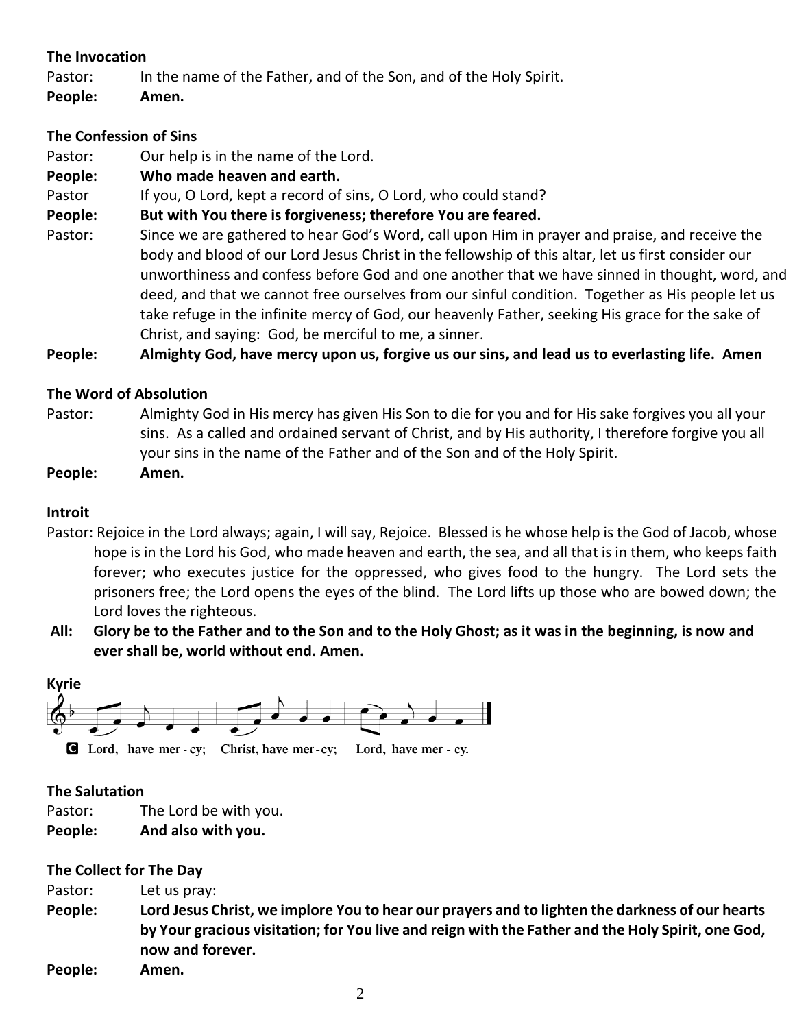**The Invocation**

Pastor: In the name of the Father, and of the Son, and of the Holy Spirit.

**People: Amen.**

**The Confession of Sins**

Pastor: Our help is in the name of the Lord.

**People: Who made heaven and earth.**

Pastor If you, O Lord, kept a record of sins, O Lord, who could stand?

**People: But with You there is forgiveness; therefore You are feared.**

Pastor: Since we are gathered to hear God's Word, call upon Him in prayer and praise, and receive the body and blood of our Lord Jesus Christ in the fellowship of this altar, let us first consider our unworthiness and confess before God and one another that we have sinned in thought, word, and deed, and that we cannot free ourselves from our sinful condition. Together as His people let us take refuge in the infinite mercy of God, our heavenly Father, seeking His grace for the sake of Christ, and saying: God, be merciful to me, a sinner.

**People: Almighty God, have mercy upon us, forgive us our sins, and lead us to everlasting life. Amen**

**The Word of Absolution**

Pastor: Almighty God in His mercy has given His Son to die for you and for His sake forgives you all your sins. As a called and ordained servant of Christ, and by His authority, I therefore forgive you all your sins in the name of the Father and of the Son and of the Holy Spirit.

**People: Amen.**

**Introit**

Pastor: Rejoice in the Lord always; again, I will say, Rejoice. Blessed is he whose help is the God of Jacob, whose hope is in the Lord his God, who made heaven and earth, the sea, and all that is in them, who keeps faith forever; who executes justice for the oppressed, who gives food to the hungry. The Lord sets the prisoners free; the Lord opens the eyes of the blind. The Lord lifts up those who are bowed down; the Lord loves the righteous.

**All: Glory be to the Father and to the Son and to the Holy Ghost; as it was in the beginning, is now and ever shall be, world without end. Amen.**

**Kyrie**

C Lord, have mer - cy; Christ, have mer-cy; Lord, have mer - cy.

**The Salutation**

Pastor: The Lord be with you.

**People: And also with you.**

**The Collect for The Day**

Pastor: Let us pray:

**People: Lord Jesus Christ, we implore You to hear our prayers and to lighten the darkness of our hearts by Your gracious visitation; for You live and reign with the Father and the Holy Spirit, one God, now and forever.**

**People: Amen.**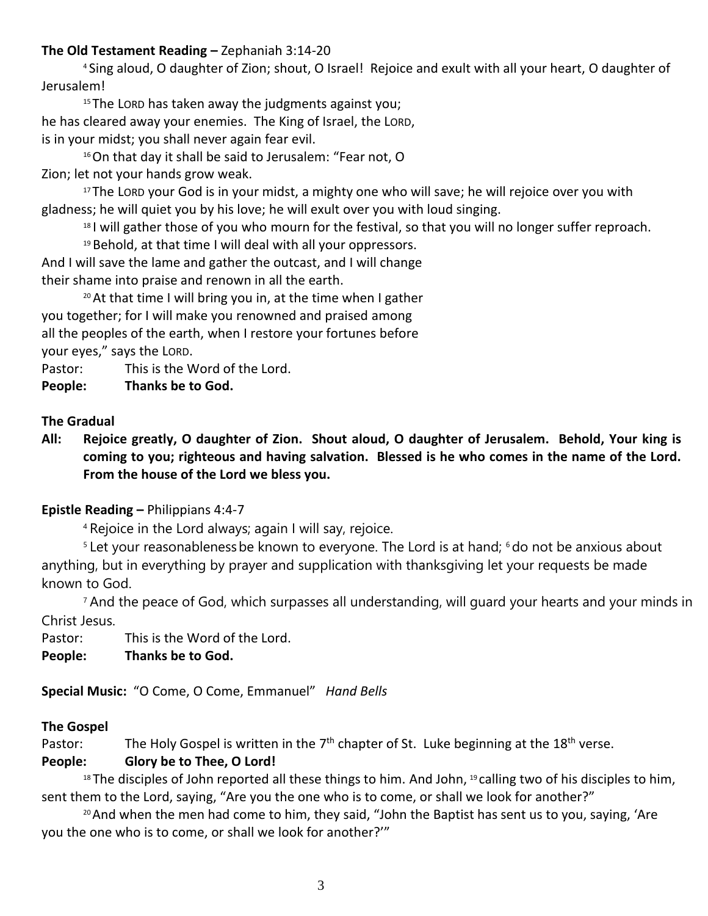**The Old Testament Reading –** Zephaniah 3:14-20

[4] Sing aloud, O daughter of Zion; shout, O Israel! Rejoice and exult with all your heart, O daughter of Jerusalem!

[15] The LORD has taken away the judgments against you;
he has cleared away your enemies. The King of Israel, the LORD,
is in your midst; you shall never again fear evil.

[16] On that day it shall be said to Jerusalem: "Fear not, O
Zion; let not your hands grow weak.

[17] The LORD your God is in your midst, a mighty one who will save; he will rejoice over you with gladness; he will quiet you by his love; he will exult over you with loud singing.

[18] I will gather those of you who mourn for the festival, so that you will no longer suffer reproach.

[19] Behold, at that time I will deal with all your oppressors.
And I will save the lame and gather the outcast, and I will change
their shame into praise and renown in all the earth.

[20] At that time I will bring you in, at the time when I gather
you together; for I will make you renowned and praised among
all the peoples of the earth, when I restore your fortunes before
your eyes," says the LORD.

Pastor: This is the Word of the Lord.
**People: Thanks be to God.**

**The Gradual**

**All: Rejoice greatly, O daughter of Zion. Shout aloud, O daughter of Jerusalem. Behold, Your king is coming to you; righteous and having salvation. Blessed is he who comes in the name of the Lord. From the house of the Lord we bless you.**

**Epistle Reading –** Philippians 4:4-7

[4] Rejoice in the Lord always; again I will say, rejoice.

[5] Let your reasonableness be known to everyone. The Lord is at hand; [6] do not be anxious about anything, but in everything by prayer and supplication with thanksgiving let your requests be made known to God.

[7] And the peace of God, which surpasses all understanding, will guard your hearts and your minds in Christ Jesus.

Pastor: This is the Word of the Lord.
**People: Thanks be to God.**

**Special Music:** "O Come, O Come, Emmanuel" *Hand Bells*

**The Gospel**

Pastor: The Holy Gospel is written in the 7th chapter of St. Luke beginning at the 18th verse.
**People: Glory be to Thee, O Lord!**

[18] The disciples of John reported all these things to him. And John, [19] calling two of his disciples to him, sent them to the Lord, saying, "Are you the one who is to come, or shall we look for another?"

[20] And when the men had come to him, they said, "John the Baptist has sent us to you, saying, 'Are you the one who is to come, or shall we look for another?'"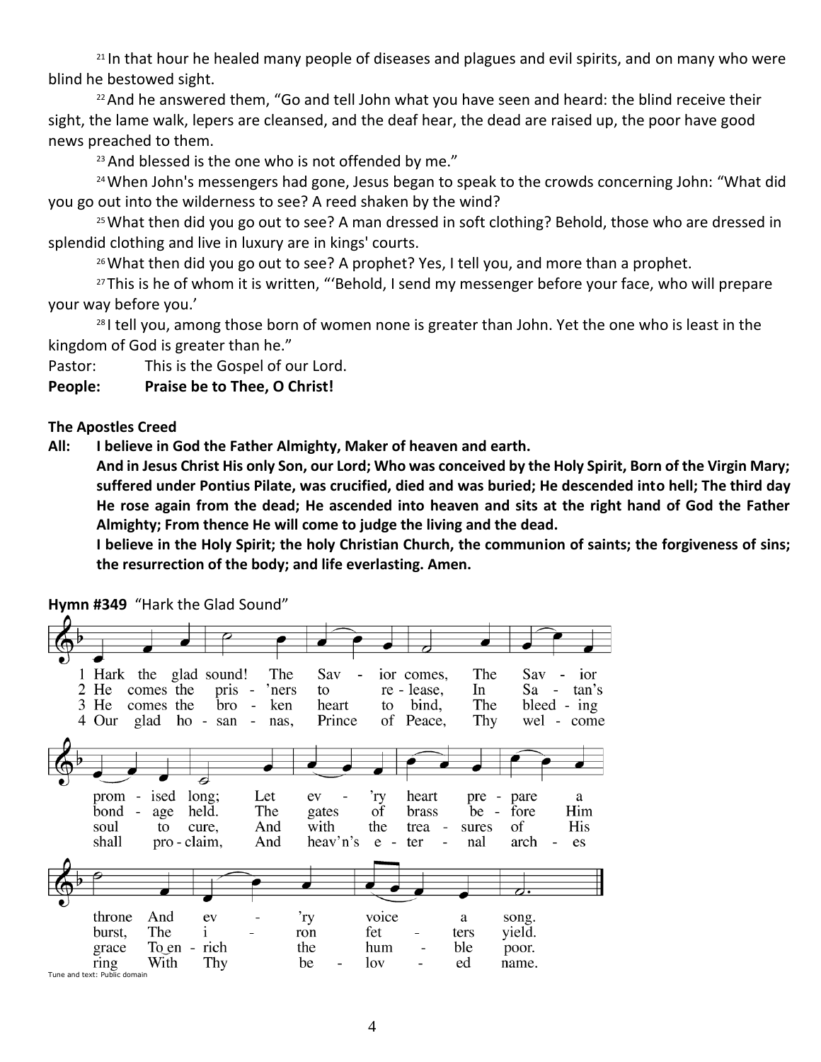[21] In that hour he healed many people of diseases and plagues and evil spirits, and on many who were blind he bestowed sight.

[22] And he answered them, "Go and tell John what you have seen and heard: the blind receive their sight, the lame walk, lepers are cleansed, and the deaf hear, the dead are raised up, the poor have good news preached to them.

[23] And blessed is the one who is not offended by me."

[24] When John's messengers had gone, Jesus began to speak to the crowds concerning John: "What did you go out into the wilderness to see? A reed shaken by the wind?

[25] What then did you go out to see? A man dressed in soft clothing? Behold, those who are dressed in splendid clothing and live in luxury are in kings' courts.

[26] What then did you go out to see? A prophet? Yes, I tell you, and more than a prophet.

[27] This is he of whom it is written, "'Behold, I send my messenger before your face, who will prepare your way before you.'

[28] I tell you, among those born of women none is greater than John. Yet the one who is least in the kingdom of God is greater than he."

Pastor: This is the Gospel of our Lord.

**People: Praise be to Thee, O Christ!**

**The Apostles Creed**

**All: I believe in God the Father Almighty, Maker of heaven and earth.**

**And in Jesus Christ His only Son, our Lord; Who was conceived by the Holy Spirit, Born of the Virgin Mary; suffered under Pontius Pilate, was crucified, died and was buried; He descended into hell; The third day He rose again from the dead; He ascended into heaven and sits at the right hand of God the Father Almighty; From thence He will come to judge the living and the dead.**

**I believe in the Holy Spirit; the holy Christian Church, the communion of saints; the forgiveness of sins; the resurrection of the body; and life everlasting. Amen.**

**Hymn #349** "Hark the Glad Sound"

1 Hark the glad sound! The Savior comes, The Savior promised long; Let every heart prepare a throne And every voice a song.

2 He comes the pris'ners to release, In Satan's bondage held. The gates of brass before Him burst, The iron fetters yield.

3 He comes the broken heart to bind, The bleeding soul to cure, And with the treasures of His grace To enrich the humble poor.

4 Our glad hosannas, Prince of Peace, Thy welcome shall proclaim, And heav'n's eternal arches ring With Thy beloved name.

Tune and text: Public domain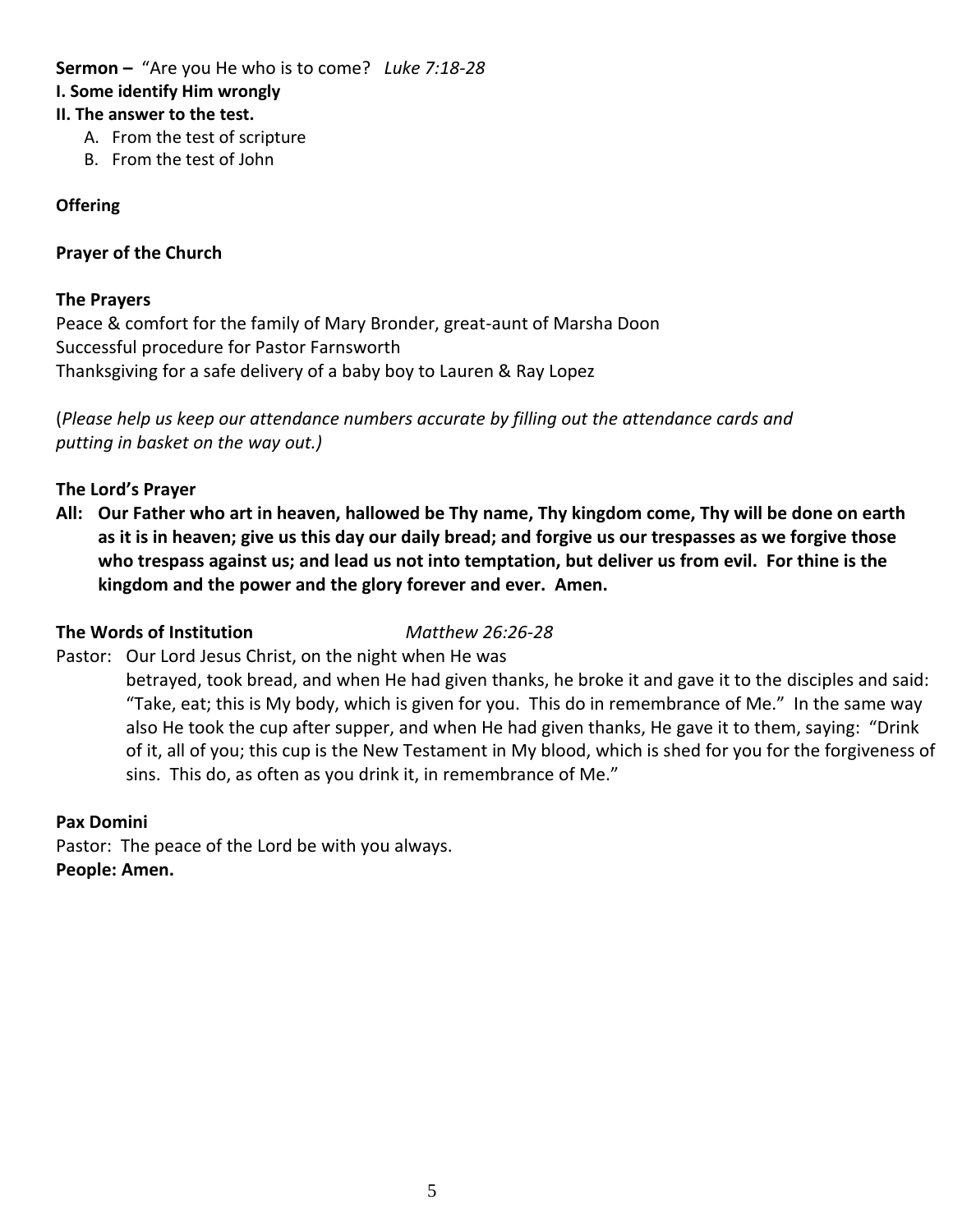**Sermon –** "Are you He who is to come? *Luke 7:18-28*

**I. Some identify Him wrongly**

**II. The answer to the test.**

A. From the test of scripture
B. From the test of John

**Offering**

**Prayer of the Church**

**The Prayers**

Peace & comfort for the family of Mary Bronder, great-aunt of Marsha Doon
Successful procedure for Pastor Farnsworth
Thanksgiving for a safe delivery of a baby boy to Lauren & Ray Lopez

(*Please help us keep our attendance numbers accurate by filling out the attendance cards and putting in basket on the way out.)*

**The Lord's Prayer**

**All: Our Father who art in heaven, hallowed be Thy name, Thy kingdom come, Thy will be done on earth as it is in heaven; give us this day our daily bread; and forgive us our trespasses as we forgive those who trespass against us; and lead us not into temptation, but deliver us from evil. For thine is the kingdom and the power and the glory forever and ever. Amen.**

**The Words of Institution** *Matthew 26:26-28*

Pastor: Our Lord Jesus Christ, on the night when He was betrayed, took bread, and when He had given thanks, he broke it and gave it to the disciples and said: "Take, eat; this is My body, which is given for you. This do in remembrance of Me." In the same way also He took the cup after supper, and when He had given thanks, He gave it to them, saying: "Drink of it, all of you; this cup is the New Testament in My blood, which is shed for you for the forgiveness of sins. This do, as often as you drink it, in remembrance of Me."

**Pax Domini**

Pastor: The peace of the Lord be with you always.
**People: Amen.**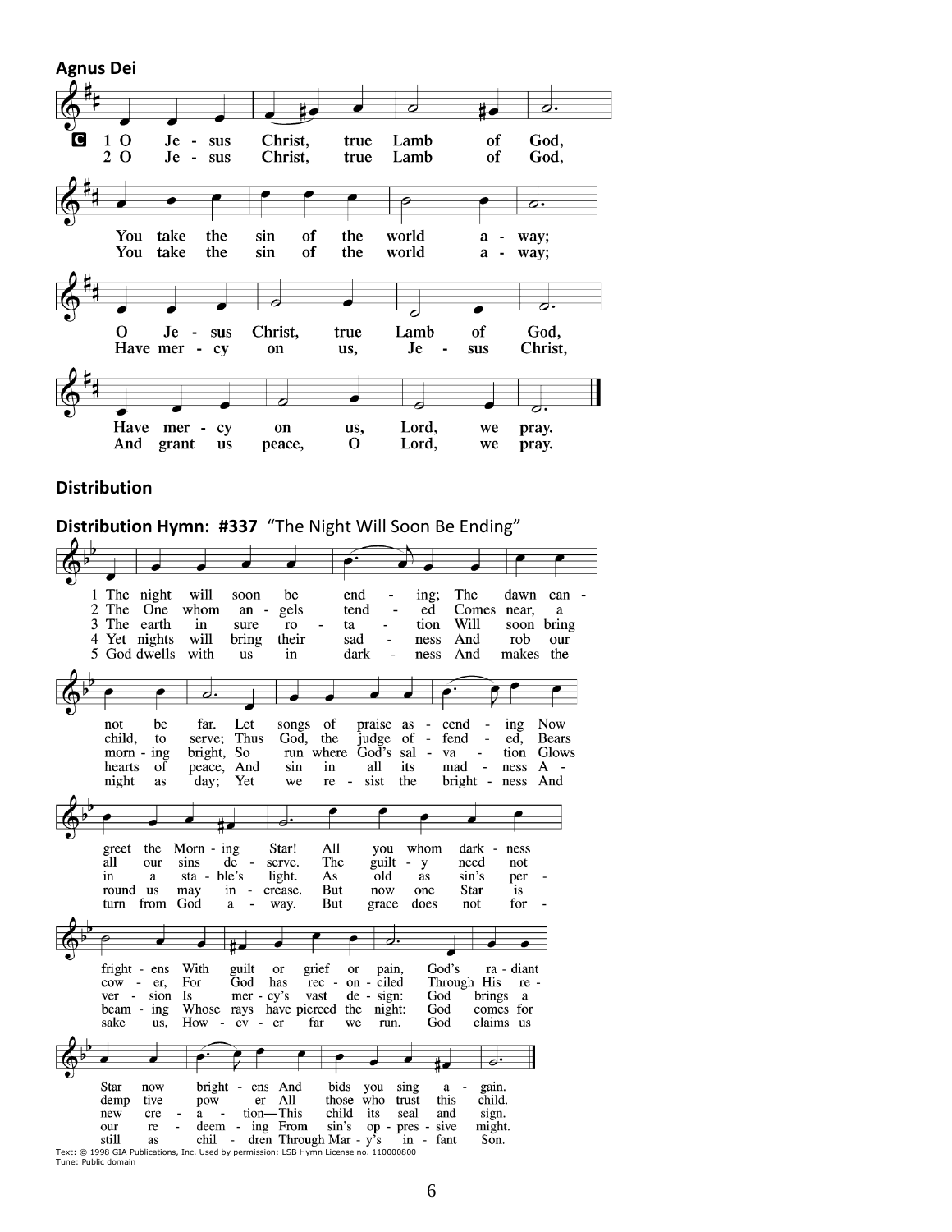**Agnus Dei**

**C** 1 O Jesus Christ, true Lamb of God,
You take the sin of the world away;
O Jesus Christ, true Lamb of God,
Have mercy on us, Lord, we pray.

2 O Jesus Christ, true Lamb of God,
You take the sin of the world away;
Have mercy on us, Jesus Christ,
And grant us peace, O Lord, we pray.

**Distribution**

**Distribution Hymn: #337** "The Night Will Soon Be Ending"

1 The night will soon be ending; The dawn cannot be far. Let songs of praise ascending Now greet the Morning Star! All you whom darkness frightens With guilt or grief or pain, God's radiant Star now brightens And bids you sing again.

2 The One whom angels tended Comes near, a child, to serve; Thus God, the judge offended, Bears all our sins deserve. The guilty need not cower, For God has reconciled Through His redemptive power All those who trust this child.

3 The earth in sure rotation Will soon bring morning bright, So run where God's salvation Glows in a stable's light. As old as sin's perversion Is mercy's vast design: God brings a new creation—This child its seal and sign.

4 Yet nights will bring their sadness And rob our hearts of peace, And sin in all its madness Around us may increase. But now one Star is beaming Whose rays have pierced the night: God comes for our redeeming From sin's oppressive might.

5 God dwells with us in darkness And makes the night as day; Yet we resist the brightness And turn from God away. But grace does not forsake us, However far we run. God claims us still as children Through Mary's infant Son.

Text: © 1998 GIA Publications, Inc. Used by permission: LSB Hymn License no. 110000800
Tune: Public domain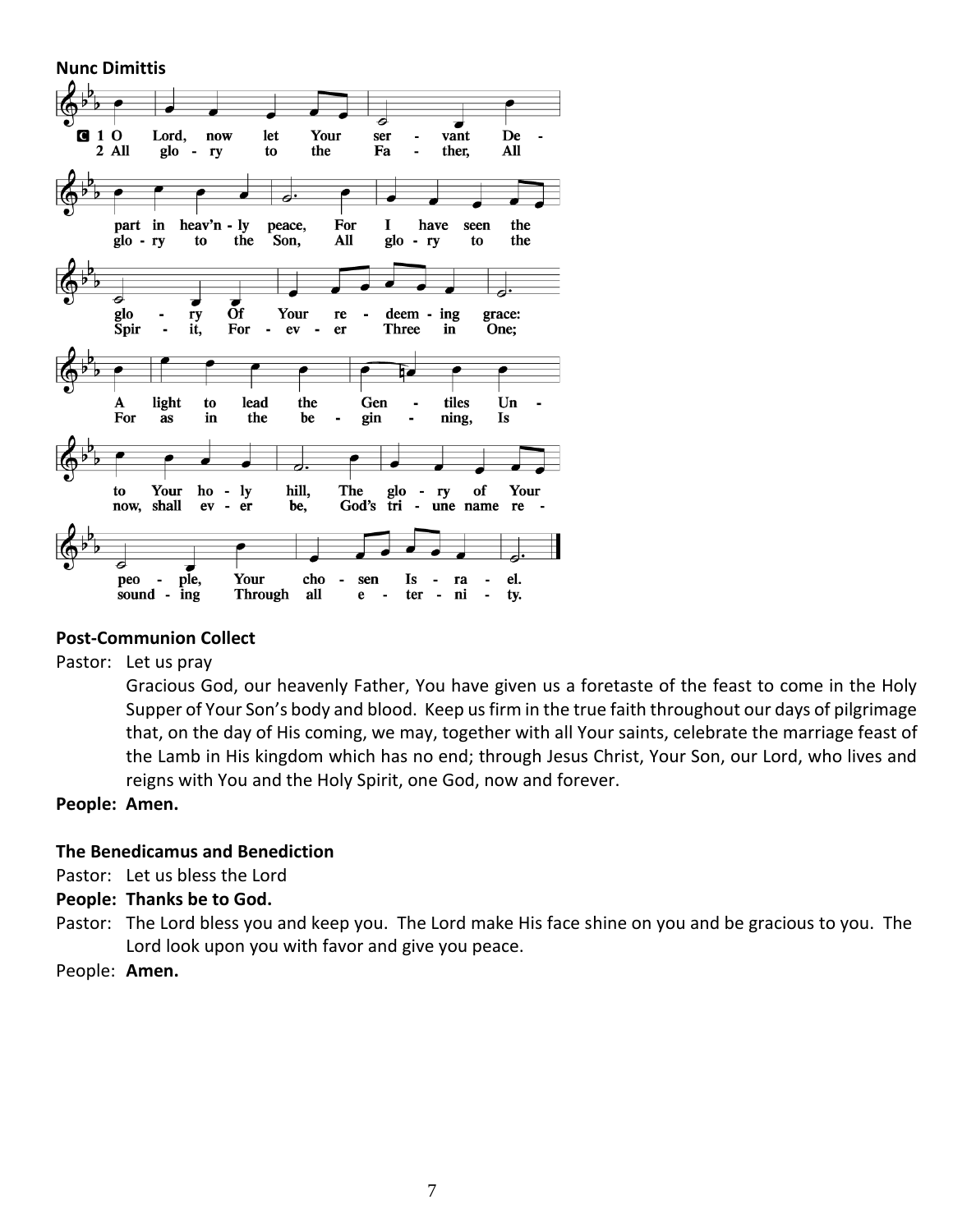**Nunc Dimittis**

1 O Lord, now let Your servant Depart in heav'nly peace, For I have seen the glory Of Your redeeming grace: A light to lead the Gentiles Unto Your holy hill, The glory of Your people, Your chosen Israel.

2 All glory to the Father, All glory to the Son, All glory to the Spirit, Forever Three in One; For as in the beginning, Is now, shall ever be, God's triune name resounding Through all eternity.

**Post-Communion Collect**

Pastor: Let us pray

Gracious God, our heavenly Father, You have given us a foretaste of the feast to come in the Holy Supper of Your Son's body and blood. Keep us firm in the true faith throughout our days of pilgrimage that, on the day of His coming, we may, together with all Your saints, celebrate the marriage feast of the Lamb in His kingdom which has no end; through Jesus Christ, Your Son, our Lord, who lives and reigns with You and the Holy Spirit, one God, now and forever.

**People: Amen.**

**The Benedicamus and Benediction**

Pastor: Let us bless the Lord

**People: Thanks be to God.**

Pastor: The Lord bless you and keep you. The Lord make His face shine on you and be gracious to you. The Lord look upon you with favor and give you peace.

People: **Amen.**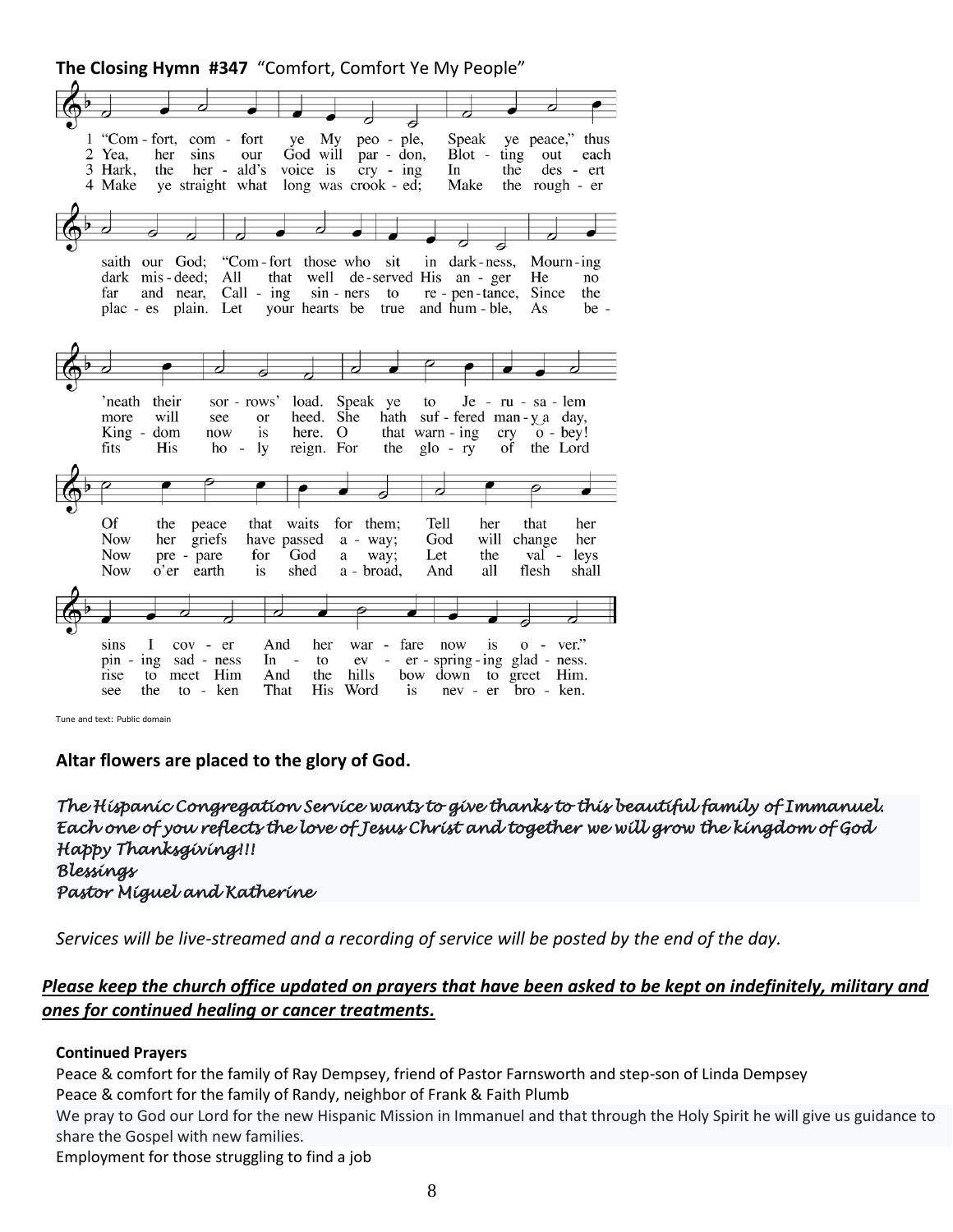**The Closing Hymn #347** "Comfort, Comfort Ye My People"

1 "Comfort, comfort ye My people, Speak ye peace," thus saith our God; "Comfort those who sit in darkness, Mourning 'neath their sorrows' load. Speak ye to Jerusalem Of the peace that waits for them; Tell her that her sins I cover And her warfare now is over."

2 Yea, her sins our God will pardon, Blotting out each dark misdeed; All that well deserved His anger He no more will see or heed. She hath suffered many a day, Now her griefs have passed away; God will change her pining sadness In to ever-springing gladness.

3 Hark, the herald's voice is crying In the desert far and near, Calling sinners to repentance, Since the Kingdom now is here. O that warning cry obey! Now prepare for God a way; Let the valleys rise to meet Him And the hills bow down to greet Him.

4 Make ye straight what long was crooked; Make the rougher places plain. Let your hearts be true and humble, As befits His holy reign. For the glory of the Lord Now o'er earth is shed abroad, And all flesh shall see the token That His Word is never broken.

Tune and text: Public domain

**Altar flowers are placed to the glory of God.**

*The Hispanic Congregation Service wants to give thanks to this beautiful family of Immanuel.*
*Each one of you reflects the love of Jesus Christ and together we will grow the kingdom of God*
*Happy Thanksgiving!!!*
*Blessings*
*Pastor Miguel and Katherine*

*Services will be live-streamed and a recording of service will be posted by the end of the day.*

***Please keep the church office updated on prayers that have been asked to be kept on indefinitely, military and ones for continued healing or cancer treatments.***

**Continued Prayers**

Peace & comfort for the family of Ray Dempsey, friend of Pastor Farnsworth and step-son of Linda Dempsey
Peace & comfort for the family of Randy, neighbor of Frank & Faith Plumb
We pray to God our Lord for the new Hispanic Mission in Immanuel and that through the Holy Spirit he will give us guidance to share the Gospel with new families.
Employment for those struggling to find a job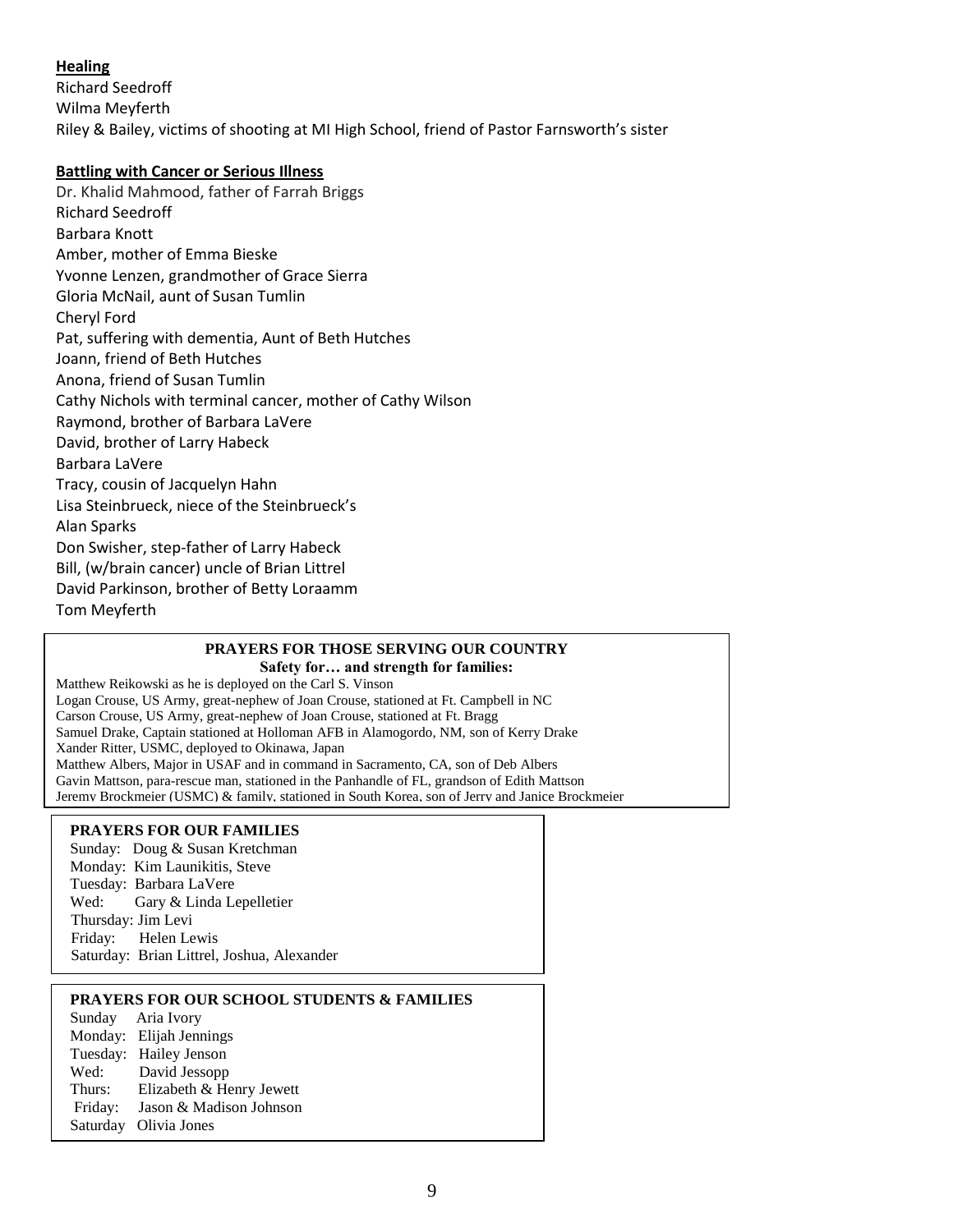**Healing**

Richard Seedroff
Wilma Meyferth
Riley & Bailey, victims of shooting at MI High School, friend of Pastor Farnsworth's sister

**Battling with Cancer or Serious Illness**

Dr. Khalid Mahmood, father of Farrah Briggs
Richard Seedroff
Barbara Knott
Amber, mother of Emma Bieske
Yvonne Lenzen, grandmother of Grace Sierra
Gloria McNail, aunt of Susan Tumlin
Cheryl Ford
Pat, suffering with dementia, Aunt of Beth Hutches
Joann, friend of Beth Hutches
Anona, friend of Susan Tumlin
Cathy Nichols with terminal cancer, mother of Cathy Wilson
Raymond, brother of Barbara LaVere
David, brother of Larry Habeck
Barbara LaVere
Tracy, cousin of Jacquelyn Hahn
Lisa Steinbrueck, niece of the Steinbrueck's
Alan Sparks
Don Swisher, step-father of Larry Habeck
Bill, (w/brain cancer) uncle of Brian Littrel
David Parkinson, brother of Betty Loraamm
Tom Meyferth

**PRAYERS FOR THOSE SERVING OUR COUNTRY**
**Safety for… and strength for families:**

Matthew Reikowski as he is deployed on the Carl S. Vinson
Logan Crouse, US Army, great-nephew of Joan Crouse, stationed at Ft. Campbell in NC
Carson Crouse, US Army, great-nephew of Joan Crouse, stationed at Ft. Bragg
Samuel Drake, Captain stationed at Holloman AFB in Alamogordo, NM, son of Kerry Drake
Xander Ritter, USMC, deployed to Okinawa, Japan
Matthew Albers, Major in USAF and in command in Sacramento, CA, son of Deb Albers
Gavin Mattson, para-rescue man, stationed in the Panhandle of FL, grandson of Edith Mattson
Jeremy Brockmeier (USMC) & family, stationed in South Korea, son of Jerry and Janice Brockmeier

**PRAYERS FOR OUR FAMILIES**

Sunday: Doug & Susan Kretchman
Monday: Kim Launikitis, Steve
Tuesday: Barbara LaVere
Wed: Gary & Linda Lepelletier
Thursday: Jim Levi
Friday: Helen Lewis
Saturday: Brian Littrel, Joshua, Alexander

**PRAYERS FOR OUR SCHOOL STUDENTS & FAMILIES**

Sunday Aria Ivory
Monday: Elijah Jennings
Tuesday: Hailey Jenson
Wed: David Jessopp
Thurs: Elizabeth & Henry Jewett
Friday: Jason & Madison Johnson
Saturday Olivia Jones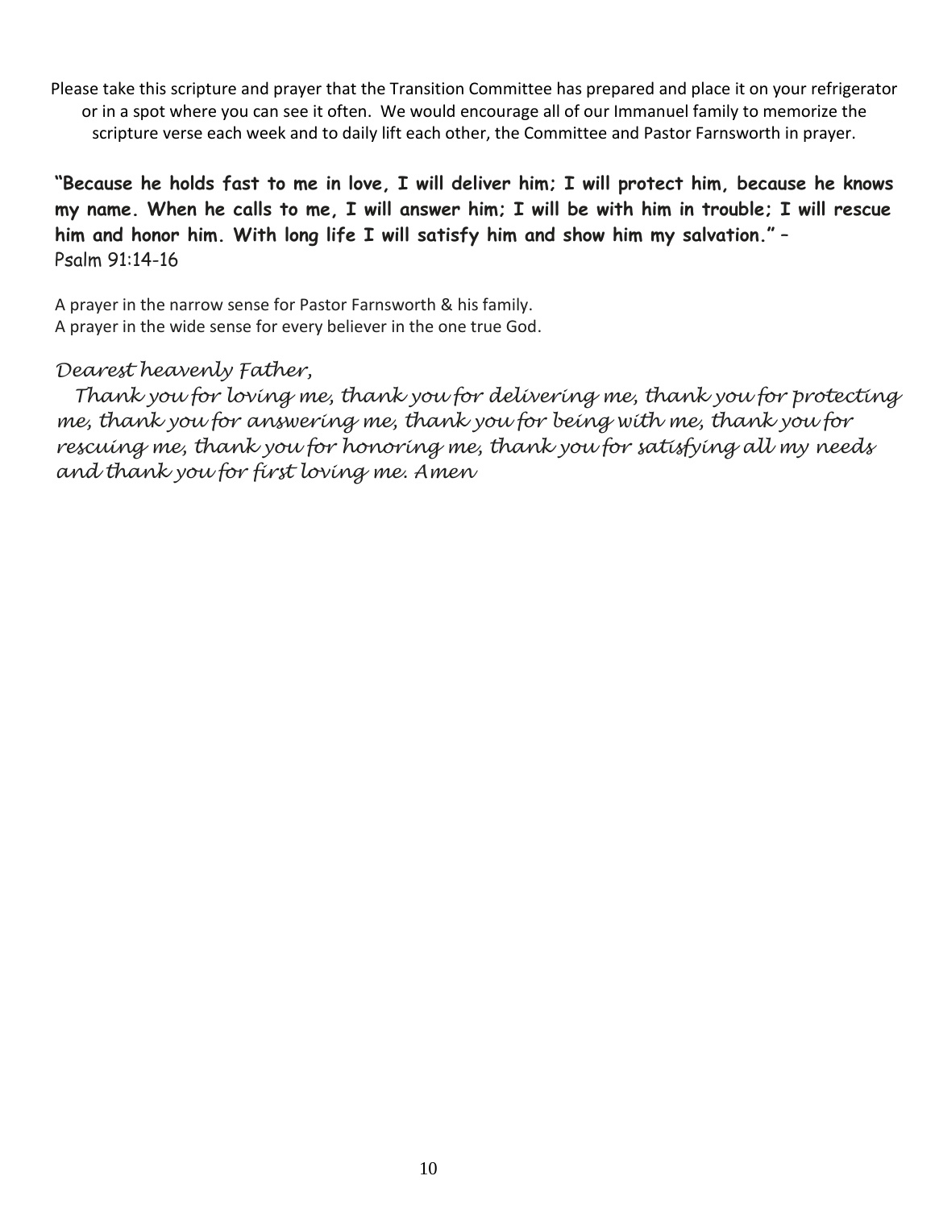Please take this scripture and prayer that the Transition Committee has prepared and place it on your refrigerator or in a spot where you can see it often. We would encourage all of our Immanuel family to memorize the scripture verse each week and to daily lift each other, the Committee and Pastor Farnsworth in prayer.

**"Because he holds fast to me in love, I will deliver him; I will protect him, because he knows my name. When he calls to me, I will answer him; I will be with him in trouble; I will rescue him and honor him. With long life I will satisfy him and show him my salvation."** –
Psalm 91:14-16

A prayer in the narrow sense for Pastor Farnsworth & his family.
A prayer in the wide sense for every believer in the one true God.

*Dearest heavenly Father,*

*Thank you for loving me, thank you for delivering me, thank you for protecting me, thank you for answering me, thank you for being with me, thank you for rescuing me, thank you for honoring me, thank you for satisfying all my needs and thank you for first loving me. Amen*